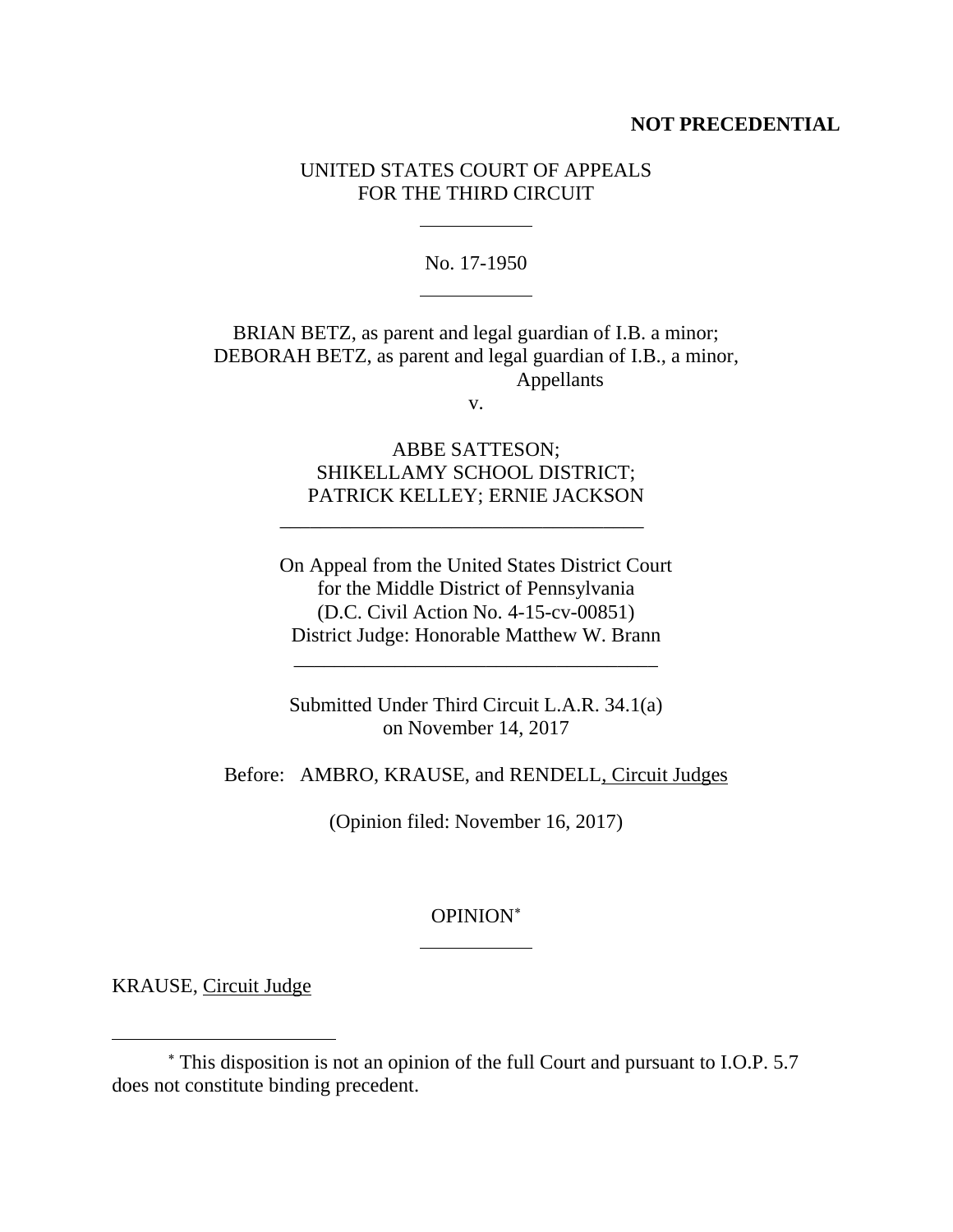**NOT PRECEDENTIAL**

UNITED STATES COURT OF APPEALS
FOR THE THIRD CIRCUIT

---

No. 17-1950

---

BRIAN BETZ, as parent and legal guardian of I.B. a minor;
DEBORAH BETZ, as parent and legal guardian of I.B., a minor,
Appellants

v.

ABBE SATTESON;
SHIKELLAMY SCHOOL DISTRICT;
PATRICK KELLEY; ERNIE JACKSON

---

On Appeal from the United States District Court
for the Middle District of Pennsylvania
(D.C. Civil Action No. 4-15-cv-00851)
District Judge: Honorable Matthew W. Brann

---

Submitted Under Third Circuit L.A.R. 34.1(a)
on November 14, 2017

Before: AMBRO, KRAUSE, and RENDELL, Circuit Judges

(Opinion filed: November 16, 2017)

OPINION*

---

KRAUSE, Circuit Judge

---

* This disposition is not an opinion of the full Court and pursuant to I.O.P. 5.7 does not constitute binding precedent.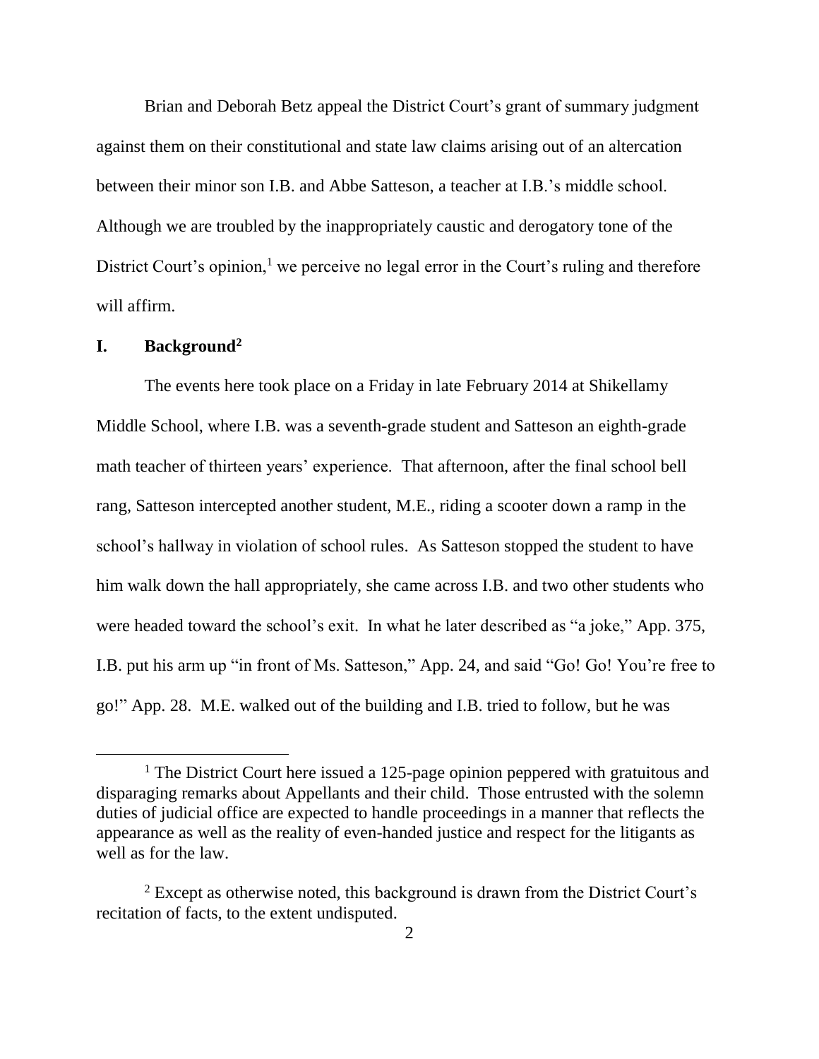Brian and Deborah Betz appeal the District Court's grant of summary judgment against them on their constitutional and state law claims arising out of an altercation between their minor son I.B. and Abbe Satteson, a teacher at I.B.'s middle school. Although we are troubled by the inappropriately caustic and derogatory tone of the District Court's opinion,[1] we perceive no legal error in the Court's ruling and therefore will affirm.

## I. Background[2]

The events here took place on a Friday in late February 2014 at Shikellamy Middle School, where I.B. was a seventh-grade student and Satteson an eighth-grade math teacher of thirteen years' experience. That afternoon, after the final school bell rang, Satteson intercepted another student, M.E., riding a scooter down a ramp in the school's hallway in violation of school rules. As Satteson stopped the student to have him walk down the hall appropriately, she came across I.B. and two other students who were headed toward the school's exit. In what he later described as "a joke," App. 375, I.B. put his arm up "in front of Ms. Satteson," App. 24, and said "Go! Go! You're free to go!" App. 28. M.E. walked out of the building and I.B. tried to follow, but he was

---

[1] The District Court here issued a 125-page opinion peppered with gratuitous and disparaging remarks about Appellants and their child. Those entrusted with the solemn duties of judicial office are expected to handle proceedings in a manner that reflects the appearance as well as the reality of even-handed justice and respect for the litigants as well as for the law.

[2] Except as otherwise noted, this background is drawn from the District Court's recitation of facts, to the extent undisputed.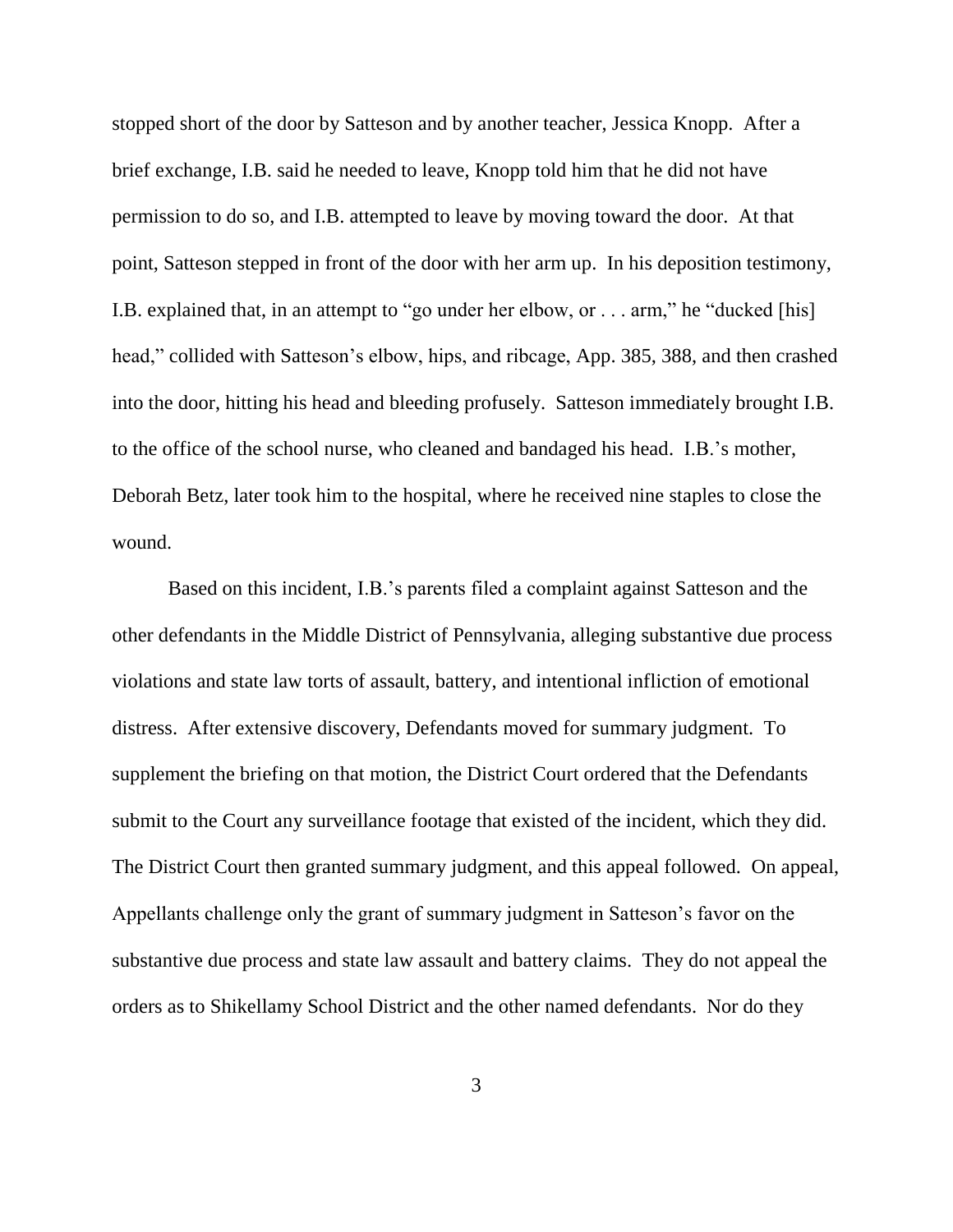stopped short of the door by Satteson and by another teacher, Jessica Knopp. After a brief exchange, I.B. said he needed to leave, Knopp told him that he did not have permission to do so, and I.B. attempted to leave by moving toward the door. At that point, Satteson stepped in front of the door with her arm up. In his deposition testimony, I.B. explained that, in an attempt to "go under her elbow, or . . . arm," he "ducked [his] head," collided with Satteson's elbow, hips, and ribcage, App. 385, 388, and then crashed into the door, hitting his head and bleeding profusely. Satteson immediately brought I.B. to the office of the school nurse, who cleaned and bandaged his head. I.B.'s mother, Deborah Betz, later took him to the hospital, where he received nine staples to close the wound.

Based on this incident, I.B.'s parents filed a complaint against Satteson and the other defendants in the Middle District of Pennsylvania, alleging substantive due process violations and state law torts of assault, battery, and intentional infliction of emotional distress. After extensive discovery, Defendants moved for summary judgment. To supplement the briefing on that motion, the District Court ordered that the Defendants submit to the Court any surveillance footage that existed of the incident, which they did. The District Court then granted summary judgment, and this appeal followed. On appeal, Appellants challenge only the grant of summary judgment in Satteson's favor on the substantive due process and state law assault and battery claims. They do not appeal the orders as to Shikellamy School District and the other named defendants. Nor do they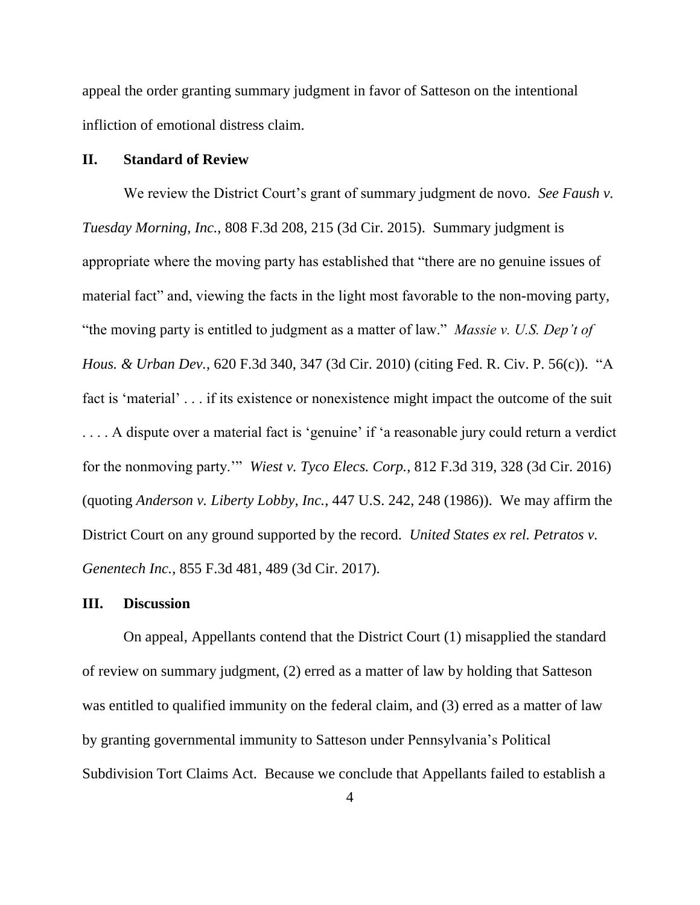appeal the order granting summary judgment in favor of Satteson on the intentional infliction of emotional distress claim.

## II. Standard of Review

We review the District Court's grant of summary judgment de novo. *See Faush v. Tuesday Morning, Inc.*, 808 F.3d 208, 215 (3d Cir. 2015). Summary judgment is appropriate where the moving party has established that "there are no genuine issues of material fact" and, viewing the facts in the light most favorable to the non-moving party, "the moving party is entitled to judgment as a matter of law." *Massie v. U.S. Dep't of Hous. & Urban Dev.*, 620 F.3d 340, 347 (3d Cir. 2010) (citing Fed. R. Civ. P. 56(c)). "A fact is 'material' . . . if its existence or nonexistence might impact the outcome of the suit . . . . A dispute over a material fact is 'genuine' if 'a reasonable jury could return a verdict for the nonmoving party.'" *Wiest v. Tyco Elecs. Corp.*, 812 F.3d 319, 328 (3d Cir. 2016) (quoting *Anderson v. Liberty Lobby, Inc.*, 447 U.S. 242, 248 (1986)). We may affirm the District Court on any ground supported by the record. *United States ex rel. Petratos v. Genentech Inc.*, 855 F.3d 481, 489 (3d Cir. 2017).

## III. Discussion

On appeal, Appellants contend that the District Court (1) misapplied the standard of review on summary judgment, (2) erred as a matter of law by holding that Satteson was entitled to qualified immunity on the federal claim, and (3) erred as a matter of law by granting governmental immunity to Satteson under Pennsylvania's Political Subdivision Tort Claims Act. Because we conclude that Appellants failed to establish a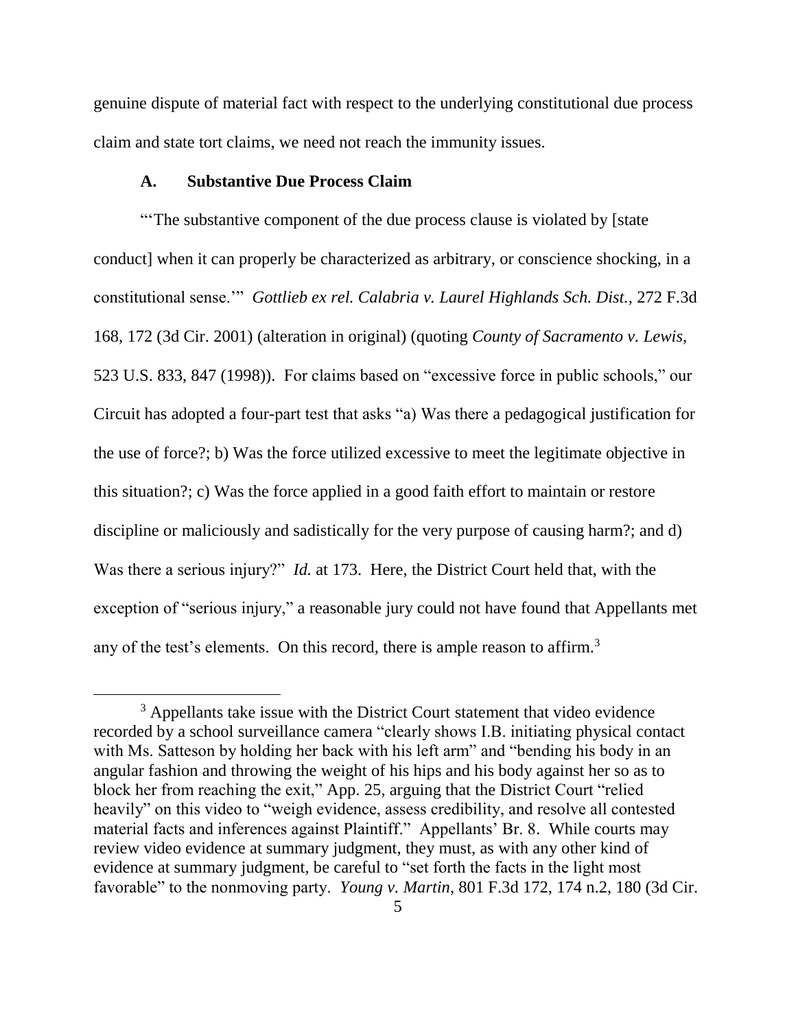genuine dispute of material fact with respect to the underlying constitutional due process claim and state tort claims, we need not reach the immunity issues.

### A. Substantive Due Process Claim

"'The substantive component of the due process clause is violated by [state conduct] when it can properly be characterized as arbitrary, or conscience shocking, in a constitutional sense.'" *Gottlieb ex rel. Calabria v. Laurel Highlands Sch. Dist.*, 272 F.3d 168, 172 (3d Cir. 2001) (alteration in original) (quoting *County of Sacramento v. Lewis*, 523 U.S. 833, 847 (1998)). For claims based on "excessive force in public schools," our Circuit has adopted a four-part test that asks "a) Was there a pedagogical justification for the use of force?; b) Was the force utilized excessive to meet the legitimate objective in this situation?; c) Was the force applied in a good faith effort to maintain or restore discipline or maliciously and sadistically for the very purpose of causing harm?; and d) Was there a serious injury?" *Id.* at 173. Here, the District Court held that, with the exception of "serious injury," a reasonable jury could not have found that Appellants met any of the test's elements. On this record, there is ample reason to affirm.[3]

---

[3] Appellants take issue with the District Court statement that video evidence recorded by a school surveillance camera "clearly shows I.B. initiating physical contact with Ms. Satteson by holding her back with his left arm" and "bending his body in an angular fashion and throwing the weight of his hips and his body against her so as to block her from reaching the exit," App. 25, arguing that the District Court "relied heavily" on this video to "weigh evidence, assess credibility, and resolve all contested material facts and inferences against Plaintiff." Appellants' Br. 8. While courts may review video evidence at summary judgment, they must, as with any other kind of evidence at summary judgment, be careful to "set forth the facts in the light most favorable" to the nonmoving party. *Young v. Martin*, 801 F.3d 172, 174 n.2, 180 (3d Cir.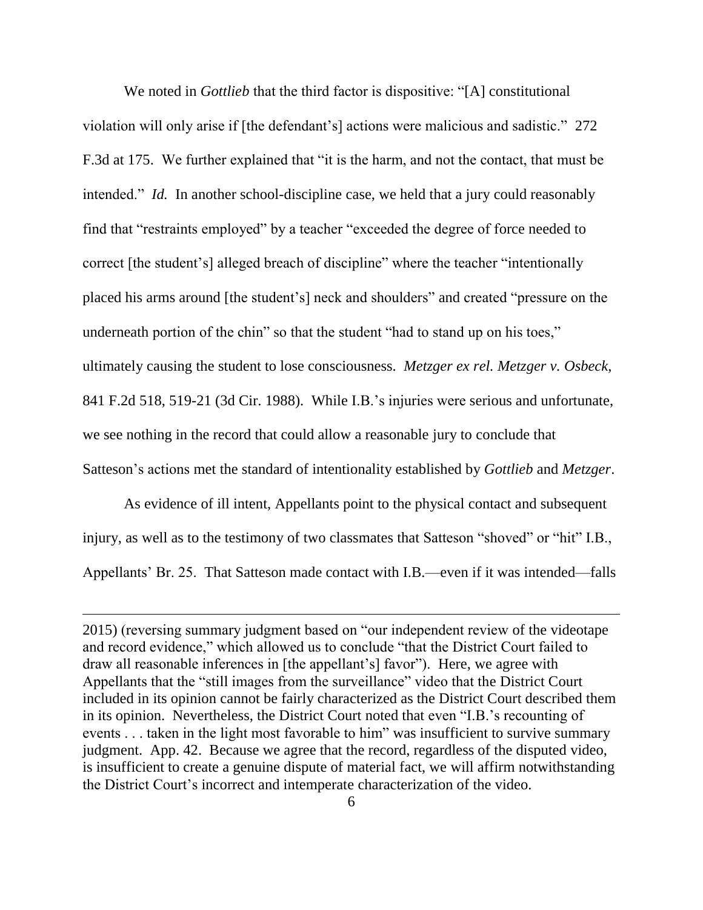We noted in *Gottlieb* that the third factor is dispositive: "[A] constitutional violation will only arise if [the defendant's] actions were malicious and sadistic." 272 F.3d at 175. We further explained that "it is the harm, and not the contact, that must be intended." *Id.* In another school-discipline case, we held that a jury could reasonably find that "restraints employed" by a teacher "exceeded the degree of force needed to correct [the student's] alleged breach of discipline" where the teacher "intentionally placed his arms around [the student's] neck and shoulders" and created "pressure on the underneath portion of the chin" so that the student "had to stand up on his toes," ultimately causing the student to lose consciousness. *Metzger ex rel. Metzger v. Osbeck*, 841 F.2d 518, 519-21 (3d Cir. 1988). While I.B.'s injuries were serious and unfortunate, we see nothing in the record that could allow a reasonable jury to conclude that Satteson's actions met the standard of intentionality established by *Gottlieb* and *Metzger*.

As evidence of ill intent, Appellants point to the physical contact and subsequent injury, as well as to the testimony of two classmates that Satteson "shoved" or "hit" I.B., Appellants' Br. 25. That Satteson made contact with I.B.—even if it was intended—falls

---

2015) (reversing summary judgment based on "our independent review of the videotape and record evidence," which allowed us to conclude "that the District Court failed to draw all reasonable inferences in [the appellant's] favor"). Here, we agree with Appellants that the "still images from the surveillance" video that the District Court included in its opinion cannot be fairly characterized as the District Court described them in its opinion. Nevertheless, the District Court noted that even "I.B.'s recounting of events . . . taken in the light most favorable to him" was insufficient to survive summary judgment. App. 42. Because we agree that the record, regardless of the disputed video, is insufficient to create a genuine dispute of material fact, we will affirm notwithstanding the District Court's incorrect and intemperate characterization of the video.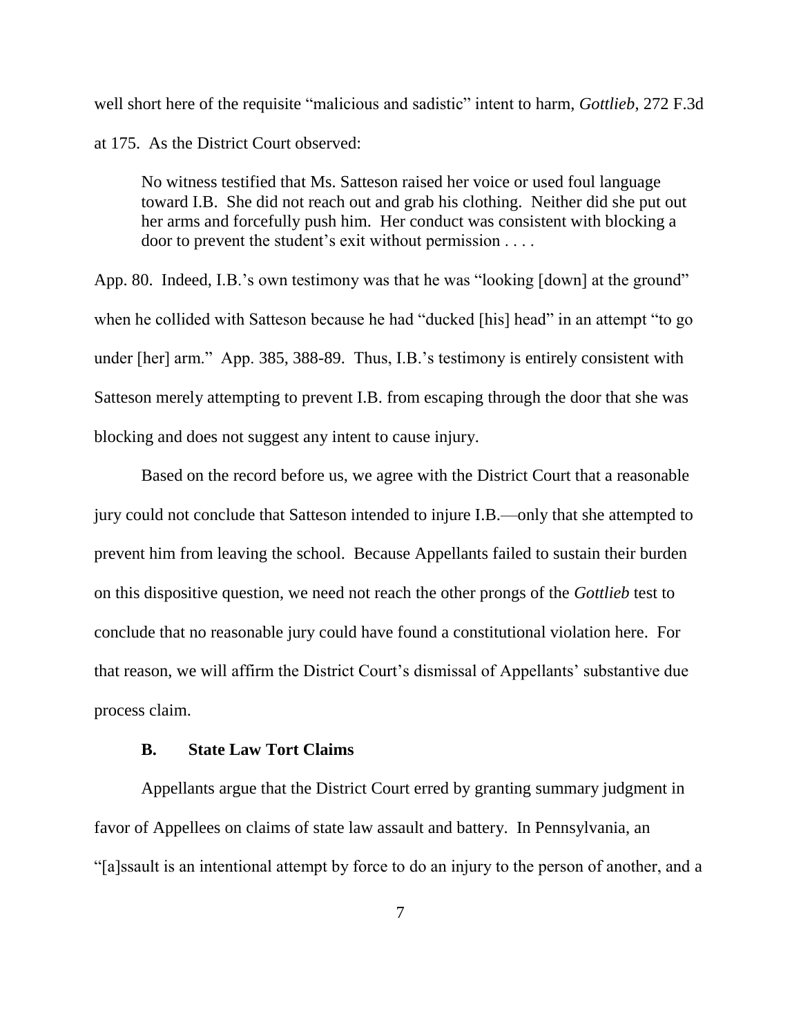well short here of the requisite "malicious and sadistic" intent to harm, *Gottlieb*, 272 F.3d at 175. As the District Court observed:

> No witness testified that Ms. Satteson raised her voice or used foul language toward I.B. She did not reach out and grab his clothing. Neither did she put out her arms and forcefully push him. Her conduct was consistent with blocking a door to prevent the student's exit without permission . . . .

App. 80. Indeed, I.B.'s own testimony was that he was "looking [down] at the ground" when he collided with Satteson because he had "ducked [his] head" in an attempt "to go under [her] arm." App. 385, 388-89. Thus, I.B.'s testimony is entirely consistent with Satteson merely attempting to prevent I.B. from escaping through the door that she was blocking and does not suggest any intent to cause injury.

Based on the record before us, we agree with the District Court that a reasonable jury could not conclude that Satteson intended to injure I.B.—only that she attempted to prevent him from leaving the school. Because Appellants failed to sustain their burden on this dispositive question, we need not reach the other prongs of the *Gottlieb* test to conclude that no reasonable jury could have found a constitutional violation here. For that reason, we will affirm the District Court's dismissal of Appellants' substantive due process claim.

### B. State Law Tort Claims

Appellants argue that the District Court erred by granting summary judgment in favor of Appellees on claims of state law assault and battery. In Pennsylvania, an "[a]ssault is an intentional attempt by force to do an injury to the person of another, and a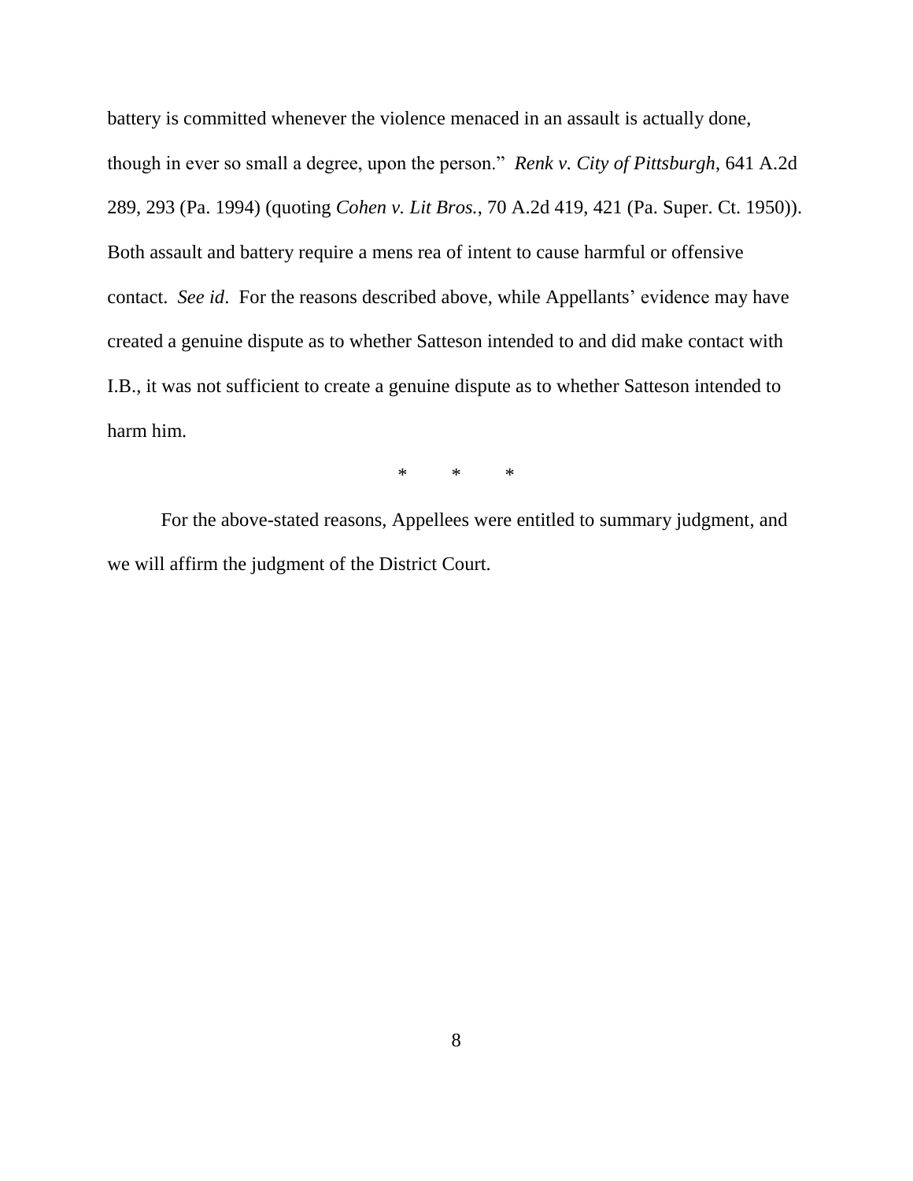battery is committed whenever the violence menaced in an assault is actually done, though in ever so small a degree, upon the person." *Renk v. City of Pittsburgh*, 641 A.2d 289, 293 (Pa. 1994) (quoting *Cohen v. Lit Bros.*, 70 A.2d 419, 421 (Pa. Super. Ct. 1950)). Both assault and battery require a mens rea of intent to cause harmful or offensive contact. *See id*. For the reasons described above, while Appellants' evidence may have created a genuine dispute as to whether Satteson intended to and did make contact with I.B., it was not sufficient to create a genuine dispute as to whether Satteson intended to harm him.

\* \* \*

For the above-stated reasons, Appellees were entitled to summary judgment, and we will affirm the judgment of the District Court.